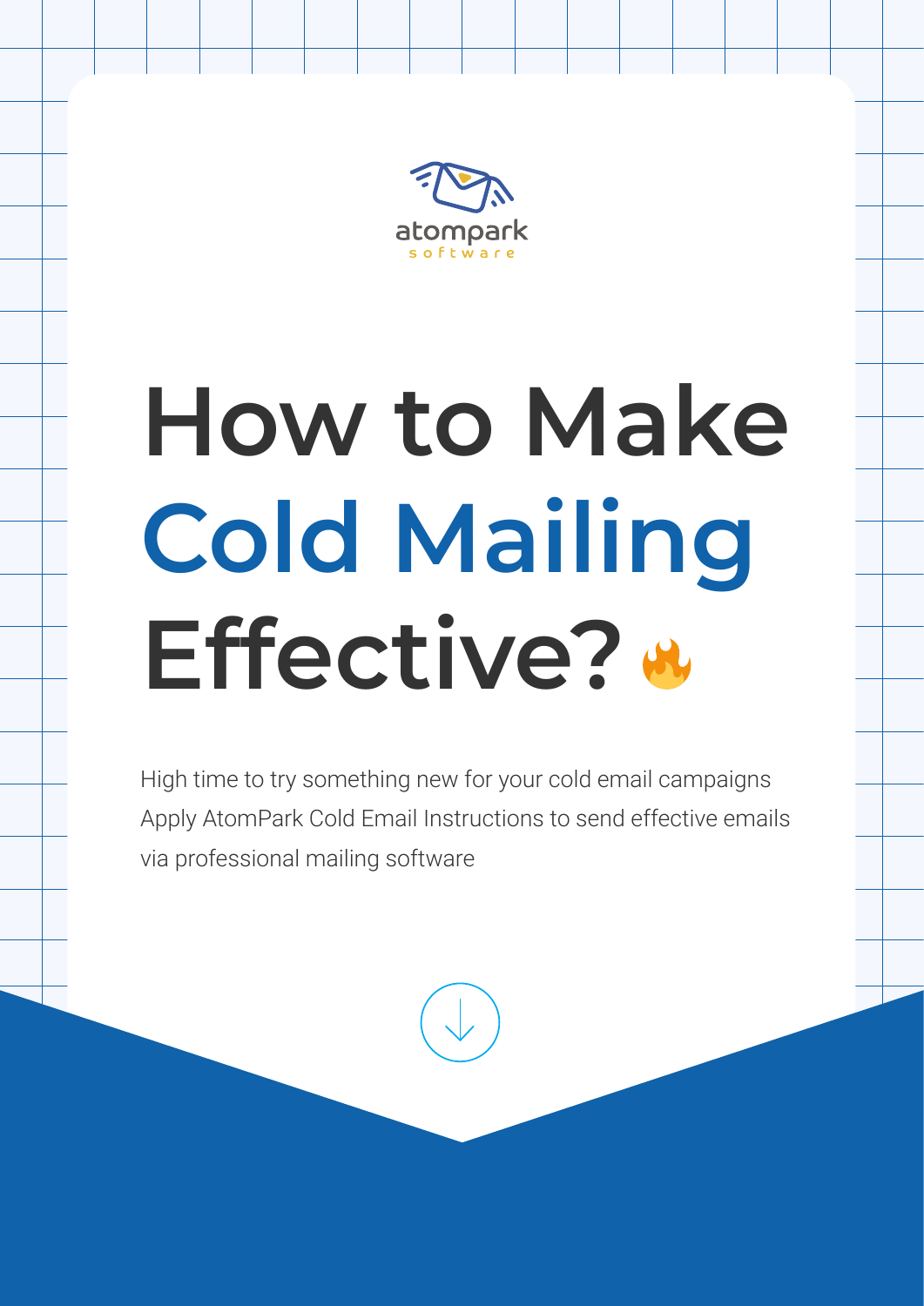atompark
software

# How to Make Cold Mailing Effective? 🔥

High time to try something new for your cold email campaigns
Apply AtomPark Cold Email Instructions to send effective emails via professional mailing software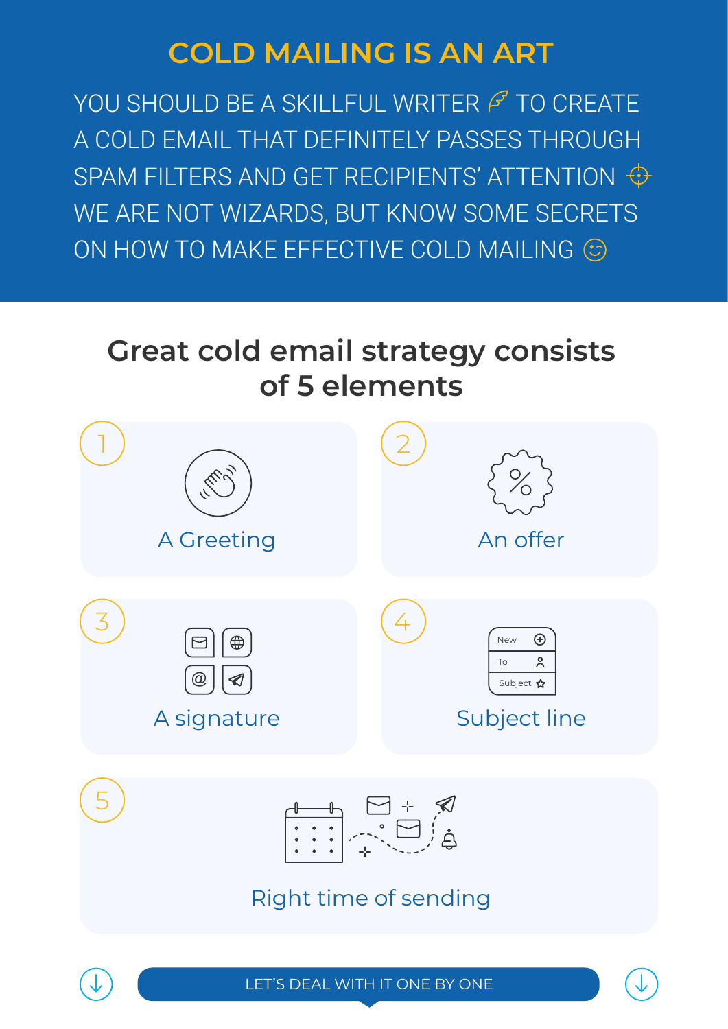# COLD MAILING IS AN ART

YOU SHOULD BE A SKILLFUL WRITER TO CREATE A COLD EMAIL THAT DEFINITELY PASSES THROUGH SPAM FILTERS AND GET RECIPIENTS' ATTENTION WE ARE NOT WIZARDS, BUT KNOW SOME SECRETS ON HOW TO MAKE EFFECTIVE COLD MAILING

## Great cold email strategy consists of 5 elements

1. A Greeting
2. An offer
3. A signature
4. Subject line
5. Right time of sending

LET'S DEAL WITH IT ONE BY ONE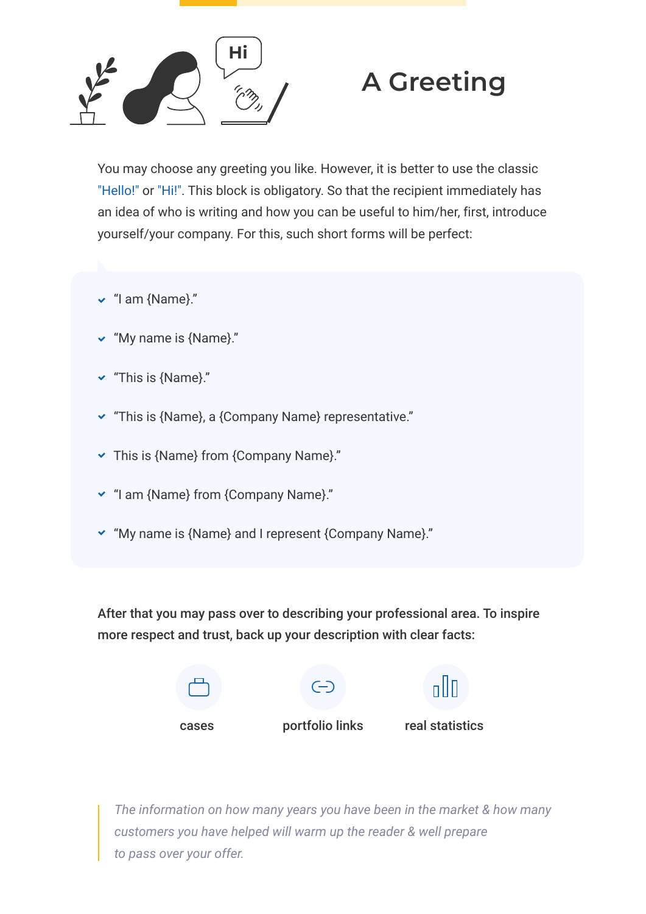# A Greeting

You may choose any greeting you like. However, it is better to use the classic "Hello!" or "Hi!". This block is obligatory. So that the recipient immediately has an idea of who is writing and how you can be useful to him/her, first, introduce yourself/your company. For this, such short forms will be perfect:

- “I am {Name}.”
- “My name is {Name}.”
- “This is {Name}.”
- “This is {Name}, a {Company Name} representative.”
- This is {Name} from {Company Name}.”
- “I am {Name} from {Company Name}.”
- “My name is {Name} and I represent {Company Name}.”

**After that you may pass over to describing your professional area. To inspire more respect and trust, back up your description with clear facts:**

- cases
- portfolio links
- real statistics

> *The information on how many years you have been in the market & how many customers you have helped will warm up the reader & well prepare to pass over your offer.*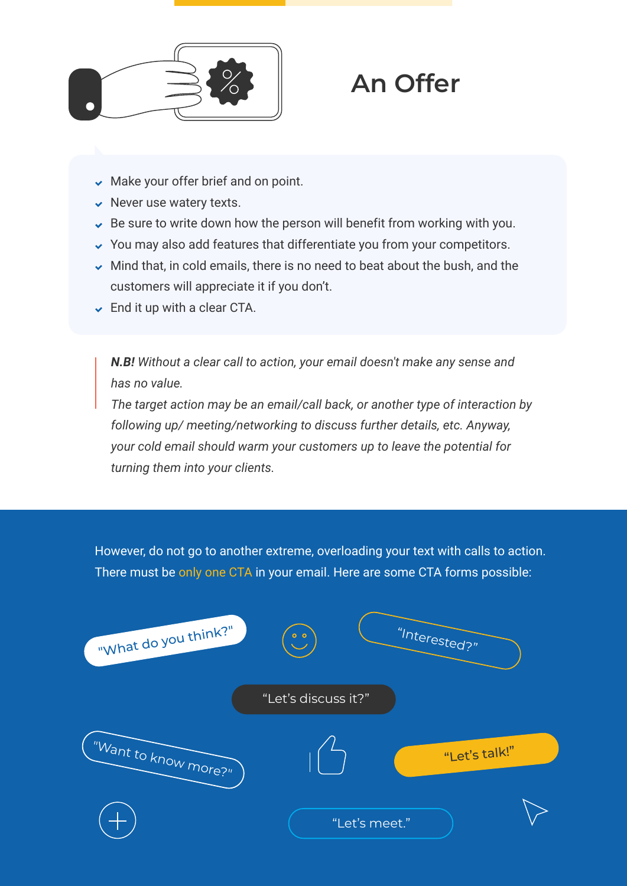# An Offer

- Make your offer brief and on point.
- Never use watery texts.
- Be sure to write down how the person will benefit from working with you.
- You may also add features that differentiate you from your competitors.
- Mind that, in cold emails, there is no need to beat about the bush, and the customers will appreciate it if you don't.
- End it up with a clear CTA.

> ***N.B!*** *Without a clear call to action, your email doesn't make any sense and has no value.*
> *The target action may be an email/call back, or another type of interaction by following up/ meeting/networking to discuss further details, etc. Anyway, your cold email should warm your customers up to leave the potential for turning them into your clients.*

However, do not go to another extreme, overloading your text with calls to action. There must be only one CTA in your email. Here are some CTA forms possible:

- "What do you think?"
- "Interested?"
- "Let's discuss it?"
- "Want to know more?"
- "Let's talk!"
- "Let's meet."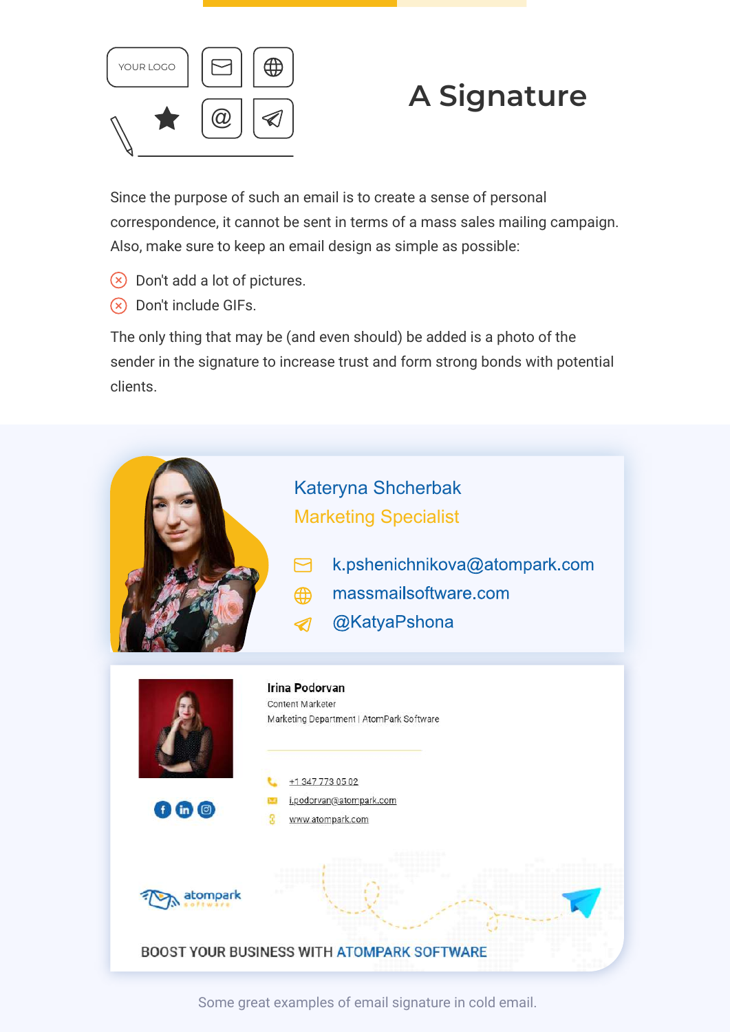# A Signature

Since the purpose of such an email is to create a sense of personal correspondence, it cannot be sent in terms of a mass sales mailing campaign. Also, make sure to keep an email design as simple as possible:

- Don't add a lot of pictures.
- Don't include GIFs.

The only thing that may be (and even should) be added is a photo of the sender in the signature to increase trust and form strong bonds with potential clients.

Kateryna Shcherbak
Marketing Specialist
k.pshenichnikova@atompark.com
massmailsoftware.com
@KatyaPshona

**Irina Podorvan**
Content Marketer
Marketing Department | AtomPark Software

+1 347 773 05 02
i.podorvan@atompark.com
www.atompark.com

atompark software

BOOST YOUR BUSINESS WITH ATOMPARK SOFTWARE

Some great examples of email signature in cold email.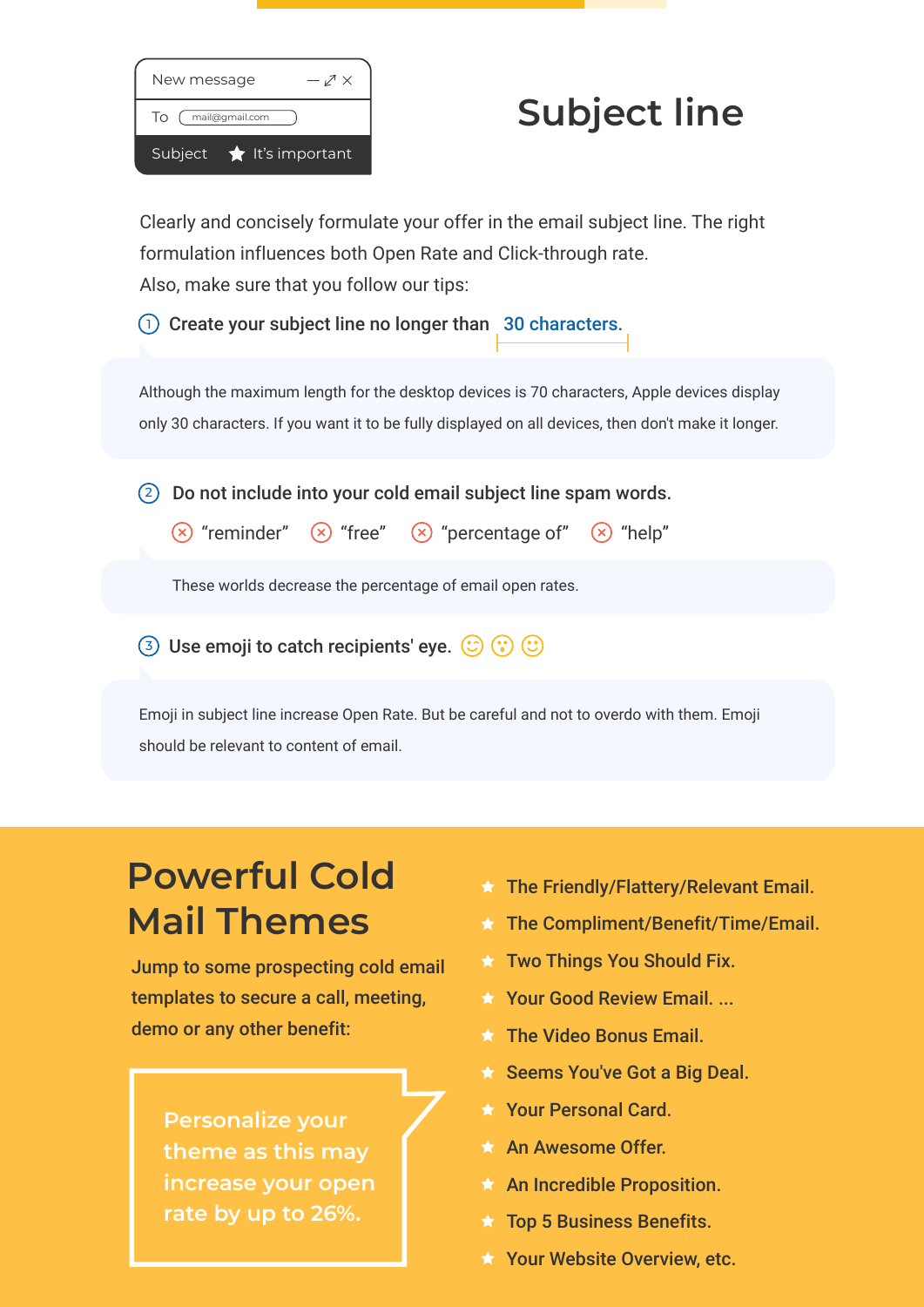New message

To mail@gmail.com

Subject ★ It's important

# Subject line

Clearly and concisely formulate your offer in the email subject line. The right formulation influences both Open Rate and Click-through rate.
Also, make sure that you follow our tips:

1. **Create your subject line no longer than 30 characters.**

Although the maximum length for the desktop devices is 70 characters, Apple devices display only 30 characters. If you want it to be fully displayed on all devices, then don't make it longer.

2. **Do not include into your cold email subject line spam words.**

⊗ "reminder" ⊗ "free" ⊗ "percentage of" ⊗ "help"

These worlds decrease the percentage of email open rates.

3. **Use emoji to catch recipients' eye.** 😉 😮 🙂

Emoji in subject line increase Open Rate. But be careful and not to overdo with them. Emoji should be relevant to content of email.

# Powerful Cold Mail Themes

Jump to some prospecting cold email templates to secure a call, meeting, demo or any other benefit:

Personalize your theme as this may increase your open rate by up to 26%.

- The Friendly/Flattery/Relevant Email.
- The Compliment/Benefit/Time/Email.
- Two Things You Should Fix.
- Your Good Review Email. ...
- The Video Bonus Email.
- Seems You've Got a Big Deal.
- Your Personal Card.
- An Awesome Offer.
- An Incredible Proposition.
- Top 5 Business Benefits.
- Your Website Overview, etc.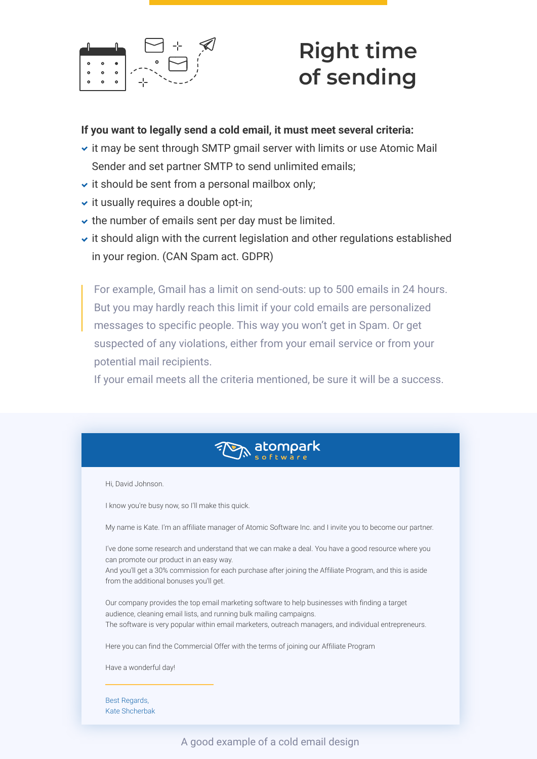## Right time of sending

**If you want to legally send a cold email, it must meet several criteria:**

- it may be sent through SMTP gmail server with limits or use Atomic Mail Sender and set partner SMTP to send unlimited emails;
- it should be sent from a personal mailbox only;
- it usually requires a double opt-in;
- the number of emails sent per day must be limited.
- it should align with the current legislation and other regulations established in your region. (CAN Spam act. GDPR)

> For example, Gmail has a limit on send-outs: up to 500 emails in 24 hours. But you may hardly reach this limit if your cold emails are personalized messages to specific people. This way you won't get in Spam. Or get suspected of any violations, either from your email service or from your potential mail recipients.
> If your email meets all the criteria mentioned, be sure it will be a success.

atompark software

Hi, David Johnson.

I know you're busy now, so I'll make this quick.

My name is Kate. I'm an affiliate manager of Atomic Software Inc. and I invite you to become our partner.

I've done some research and understand that we can make a deal. You have a good resource where you can promote our product in an easy way.
And you'll get a 30% commission for each purchase after joining the Affiliate Program, and this is aside from the additional bonuses you'll get.

Our company provides the top email marketing software to help businesses with finding a target audience, cleaning email lists, and running bulk mailing campaigns.
The software is very popular within email marketers, outreach managers, and individual entrepreneurs.

Here you can find the Commercial Offer with the terms of joining our Affiliate Program

Have a wonderful day!

Best Regards,
Kate Shcherbak

A good example of a cold email design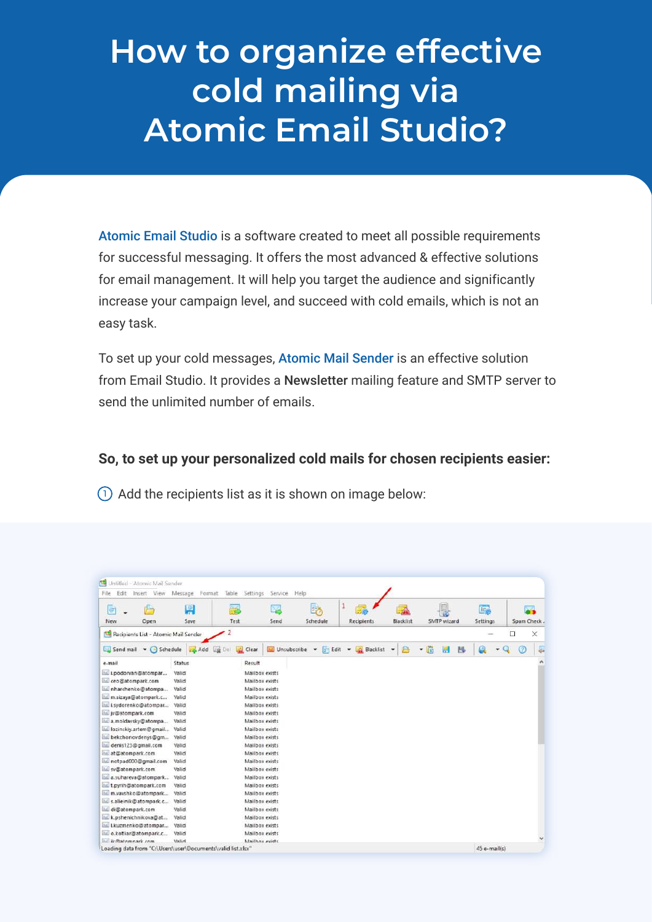# How to organize effective cold mailing via Atomic Email Studio?

Atomic Email Studio is a software created to meet all possible requirements for successful messaging. It offers the most advanced & effective solutions for email management. It will help you target the audience and significantly increase your campaign level, and succeed with cold emails, which is not an easy task.

To set up your cold messages, Atomic Mail Sender is an effective solution from Email Studio. It provides a **Newsletter** mailing feature and SMTP server to send the unlimited number of emails.

**So, to set up your personalized cold mails for chosen recipients easier:**

1. Add the recipients list as it is shown on image below: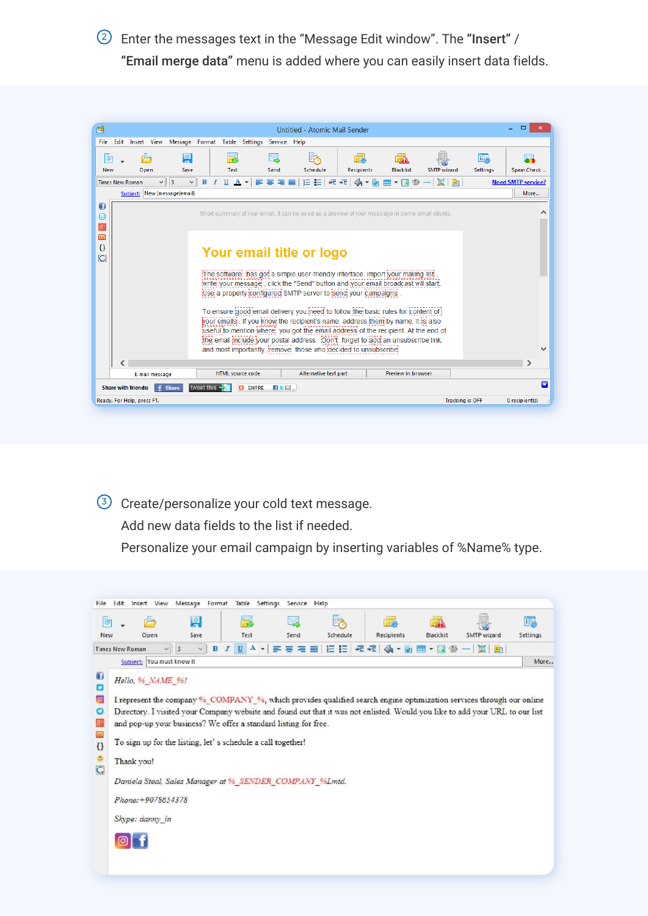2. Enter the messages text in the "Message Edit window". The **"Insert"** / **"Email merge data"** menu is added where you can easily insert data fields.

3. Create/personalize your cold text message.
   Add new data fields to the list if needed.
   Personalize your email campaign by inserting variables of %Name% type.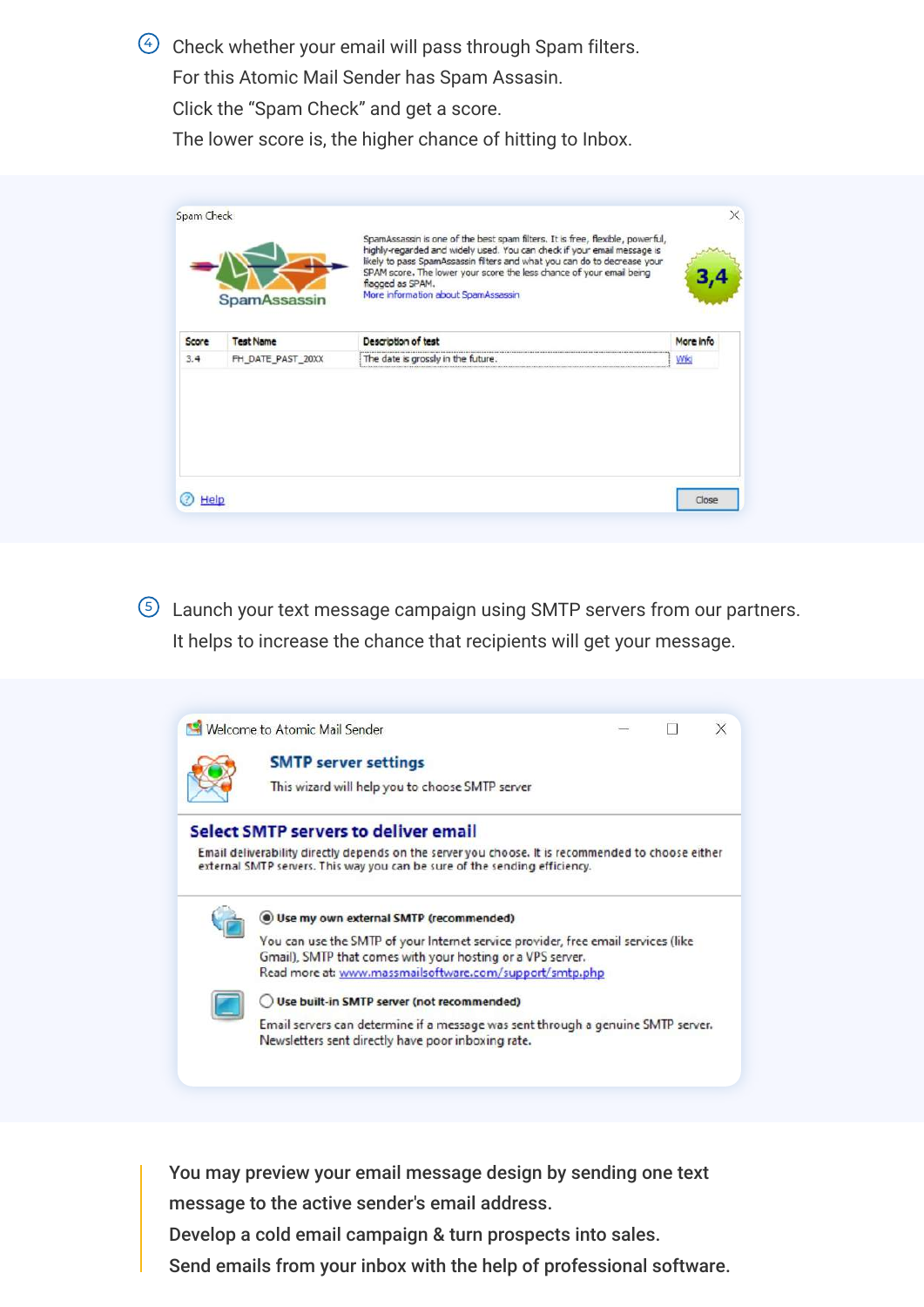4. Check whether your email will pass through Spam filters.
   For this Atomic Mail Sender has Spam Assasin.
   Click the "Spam Check" and get a score.
   The lower score is, the higher chance of hitting to Inbox.

Spam Check

SpamAssassin is one of the best spam filters. It is free, flexible, powerful, highly-regarded and widely used. You can check if your email message is likely to pass SpamAssassin filters and what you can do to decrease your SPAM score. The lower your score the less chance of your email being flagged as SPAM.
More information about SpamAssassin

3,4

| Score | Test Name | Description of test | More info |
|---|---|---|---|
| 3.4 | FH_DATE_PAST_20XX | The date is grossly in the future. | Wiki |

Help    Close

5. Launch your text message campaign using SMTP servers from our partners.
   It helps to increase the chance that recipients will get your message.

Welcome to Atomic Mail Sender

**SMTP server settings**
This wizard will help you to choose SMTP server

**Select SMTP servers to deliver email**
Email deliverability directly depends on the server you choose. It is recommended to choose either external SMTP servers. This way you can be sure of the sending efficiency.

**Use my own external SMTP (recommended)**
You can use the SMTP of your Internet service provider, free email services (like Gmail), SMTP that comes with your hosting or a VPS server.
Read more at: www.massmailsoftware.com/support/smtp.php

**Use built-in SMTP server (not recommended)**
Email servers can determine if a message was sent through a genuine SMTP server. Newsletters sent directly have poor inboxing rate.

You may preview your email message design by sending one text message to the active sender's email address.
Develop a cold email campaign & turn prospects into sales.
Send emails from your inbox with the help of professional software.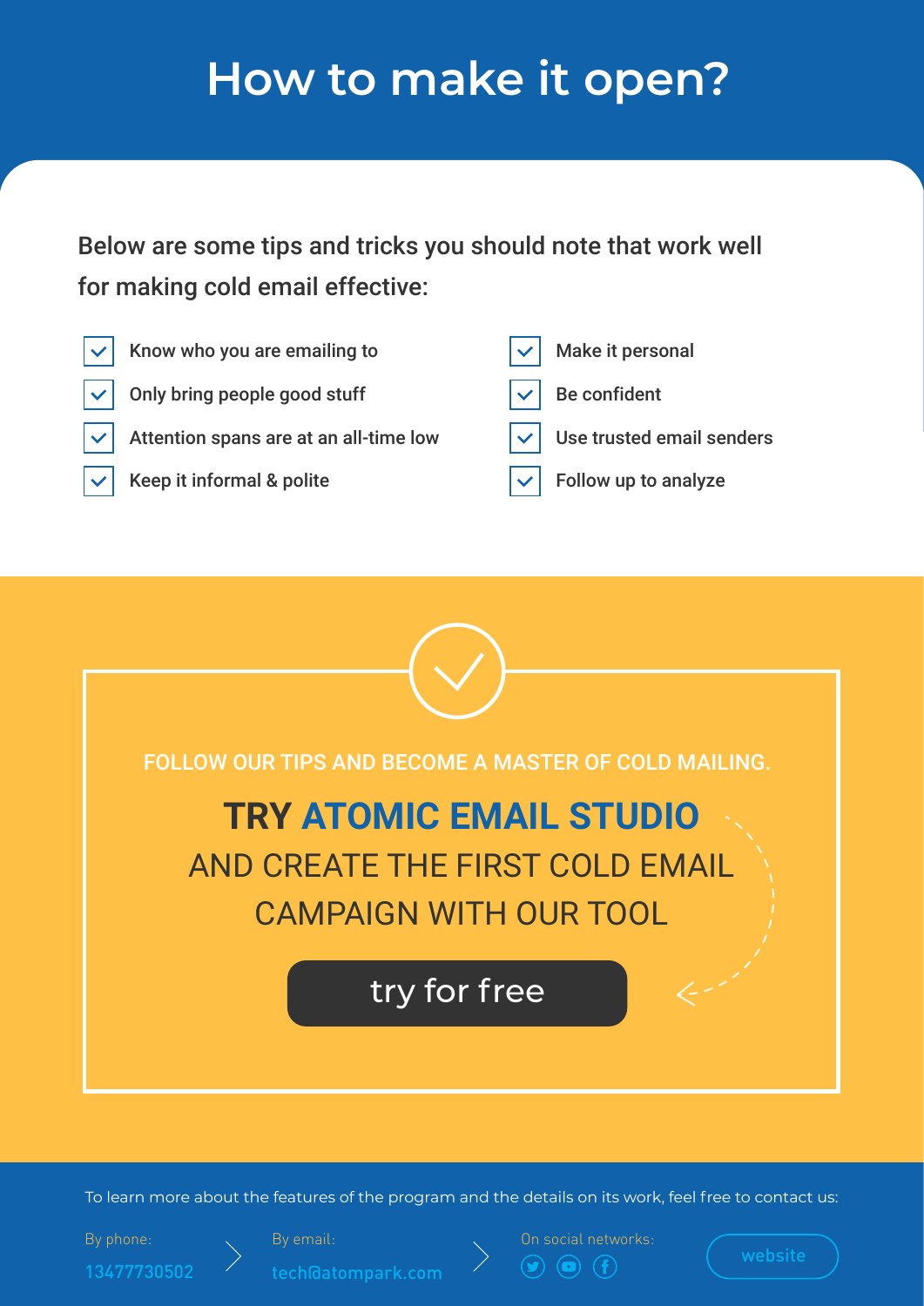# How to make it open?

Below are some tips and tricks you should note that work well for making cold email effective:

- Know who you are emailing to
- Only bring people good stuff
- Attention spans are at an all-time low
- Keep it informal & polite
- Make it personal
- Be confident
- Use trusted email senders
- Follow up to analyze

FOLLOW OUR TIPS AND BECOME A MASTER OF COLD MAILING.

**TRY ATOMIC EMAIL STUDIO**

AND CREATE THE FIRST COLD EMAIL CAMPAIGN WITH OUR TOOL

try for free

To learn more about the features of the program and the details on its work, feel free to contact us:

By phone: 13477730502

By email: tech@atompark.com

On social networks:

website